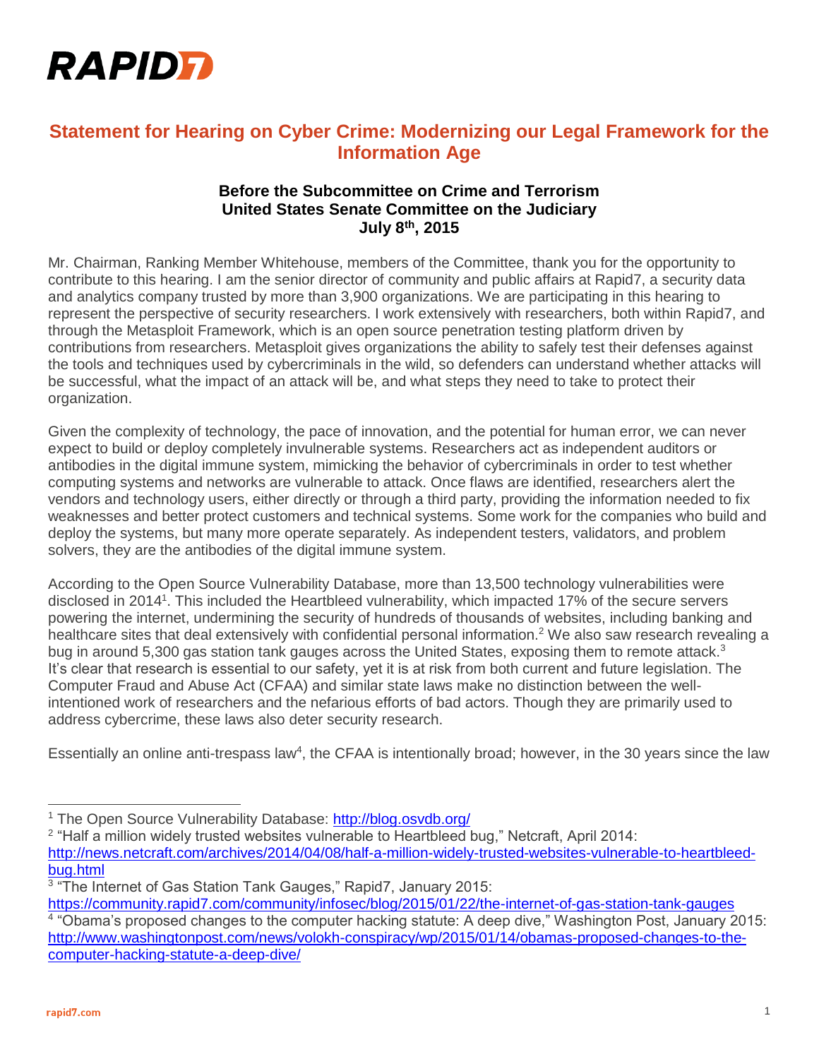**RAPID7**

# Statement for Hearing on Cyber Crime: Modernizing our Legal Framework for the Information Age

### Before the Subcommittee on Crime and Terrorism
### United States Senate Committee on the Judiciary
### July 8th, 2015

Mr. Chairman, Ranking Member Whitehouse, members of the Committee, thank you for the opportunity to contribute to this hearing. I am the senior director of community and public affairs at Rapid7, a security data and analytics company trusted by more than 3,900 organizations. We are participating in this hearing to represent the perspective of security researchers. I work extensively with researchers, both within Rapid7, and through the Metasploit Framework, which is an open source penetration testing platform driven by contributions from researchers. Metasploit gives organizations the ability to safely test their defenses against the tools and techniques used by cybercriminals in the wild, so defenders can understand whether attacks will be successful, what the impact of an attack will be, and what steps they need to take to protect their organization.

Given the complexity of technology, the pace of innovation, and the potential for human error, we can never expect to build or deploy completely invulnerable systems. Researchers act as independent auditors or antibodies in the digital immune system, mimicking the behavior of cybercriminals in order to test whether computing systems and networks are vulnerable to attack. Once flaws are identified, researchers alert the vendors and technology users, either directly or through a third party, providing the information needed to fix weaknesses and better protect customers and technical systems. Some work for the companies who build and deploy the systems, but many more operate separately. As independent testers, validators, and problem solvers, they are the antibodies of the digital immune system.

According to the Open Source Vulnerability Database, more than 13,500 technology vulnerabilities were disclosed in 2014[1]. This included the Heartbleed vulnerability, which impacted 17% of the secure servers powering the internet, undermining the security of hundreds of thousands of websites, including banking and healthcare sites that deal extensively with confidential personal information.[2] We also saw research revealing a bug in around 5,300 gas station tank gauges across the United States, exposing them to remote attack.[3] It's clear that research is essential to our safety, yet it is at risk from both current and future legislation. The Computer Fraud and Abuse Act (CFAA) and similar state laws make no distinction between the well-intentioned work of researchers and the nefarious efforts of bad actors. Though they are primarily used to address cybercrime, these laws also deter security research.

Essentially an online anti-trespass law[4], the CFAA is intentionally broad; however, in the 30 years since the law

---

[1] The Open Source Vulnerability Database: http://blog.osvdb.org/

[2] "Half a million widely trusted websites vulnerable to Heartbleed bug," Netcraft, April 2014: http://news.netcraft.com/archives/2014/04/08/half-a-million-widely-trusted-websites-vulnerable-to-heartbleed-bug.html

[3] "The Internet of Gas Station Tank Gauges," Rapid7, January 2015: https://community.rapid7.com/community/infosec/blog/2015/01/22/the-internet-of-gas-station-tank-gauges

[4] "Obama's proposed changes to the computer hacking statute: A deep dive," Washington Post, January 2015: http://www.washingtonpost.com/news/volokh-conspiracy/wp/2015/01/14/obamas-proposed-changes-to-the-computer-hacking-statute-a-deep-dive/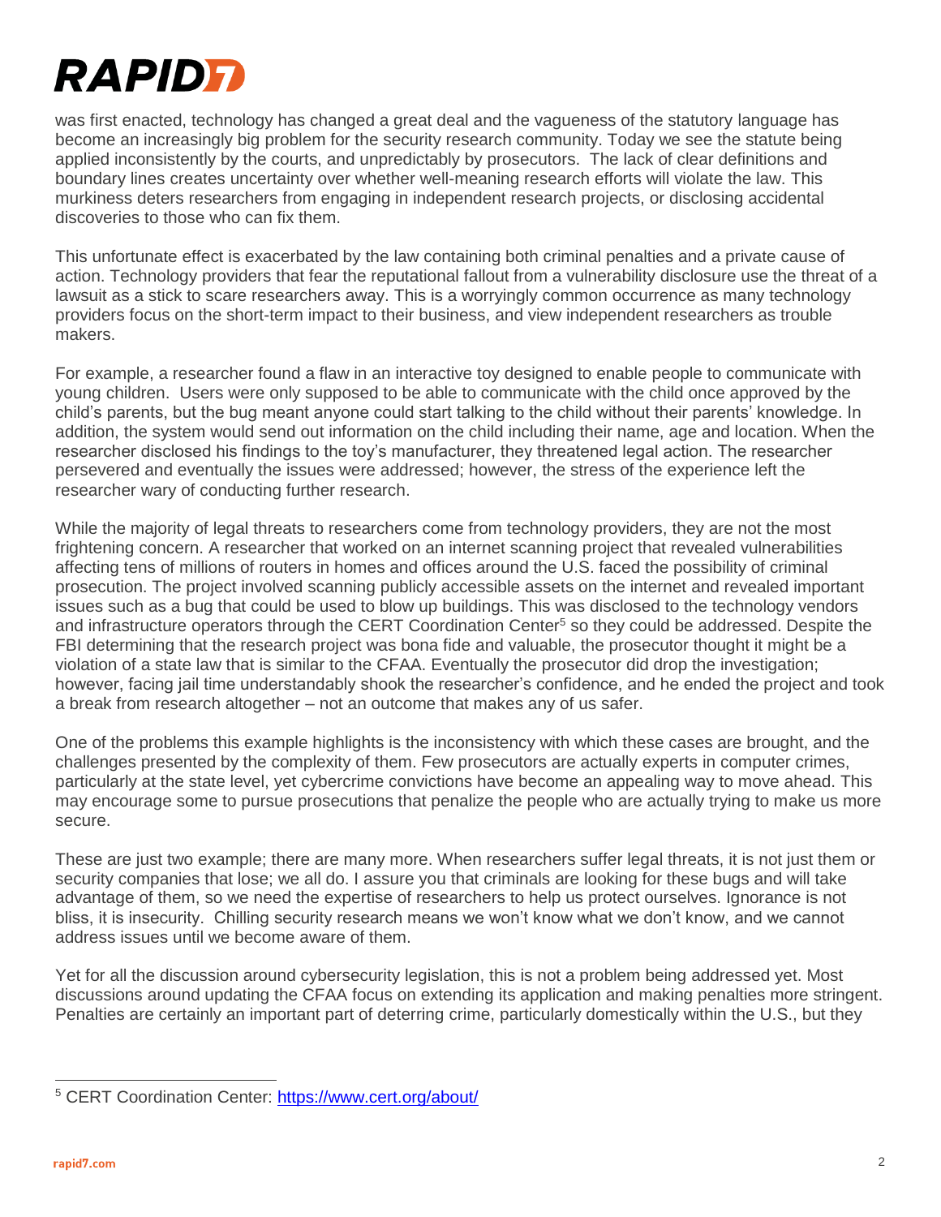was first enacted, technology has changed a great deal and the vagueness of the statutory language has become an increasingly big problem for the security research community. Today we see the statute being applied inconsistently by the courts, and unpredictably by prosecutors. The lack of clear definitions and boundary lines creates uncertainty over whether well-meaning research efforts will violate the law. This murkiness deters researchers from engaging in independent research projects, or disclosing accidental discoveries to those who can fix them.

This unfortunate effect is exacerbated by the law containing both criminal penalties and a private cause of action. Technology providers that fear the reputational fallout from a vulnerability disclosure use the threat of a lawsuit as a stick to scare researchers away. This is a worryingly common occurrence as many technology providers focus on the short-term impact to their business, and view independent researchers as trouble makers.

For example, a researcher found a flaw in an interactive toy designed to enable people to communicate with young children. Users were only supposed to be able to communicate with the child once approved by the child's parents, but the bug meant anyone could start talking to the child without their parents' knowledge. In addition, the system would send out information on the child including their name, age and location. When the researcher disclosed his findings to the toy's manufacturer, they threatened legal action. The researcher persevered and eventually the issues were addressed; however, the stress of the experience left the researcher wary of conducting further research.

While the majority of legal threats to researchers come from technology providers, they are not the most frightening concern. A researcher that worked on an internet scanning project that revealed vulnerabilities affecting tens of millions of routers in homes and offices around the U.S. faced the possibility of criminal prosecution. The project involved scanning publicly accessible assets on the internet and revealed important issues such as a bug that could be used to blow up buildings. This was disclosed to the technology vendors and infrastructure operators through the CERT Coordination Center[5] so they could be addressed. Despite the FBI determining that the research project was bona fide and valuable, the prosecutor thought it might be a violation of a state law that is similar to the CFAA. Eventually the prosecutor did drop the investigation; however, facing jail time understandably shook the researcher's confidence, and he ended the project and took a break from research altogether – not an outcome that makes any of us safer.

One of the problems this example highlights is the inconsistency with which these cases are brought, and the challenges presented by the complexity of them. Few prosecutors are actually experts in computer crimes, particularly at the state level, yet cybercrime convictions have become an appealing way to move ahead. This may encourage some to pursue prosecutions that penalize the people who are actually trying to make us more secure.

These are just two example; there are many more. When researchers suffer legal threats, it is not just them or security companies that lose; we all do. I assure you that criminals are looking for these bugs and will take advantage of them, so we need the expertise of researchers to help us protect ourselves. Ignorance is not bliss, it is insecurity. Chilling security research means we won't know what we don't know, and we cannot address issues until we become aware of them.

Yet for all the discussion around cybersecurity legislation, this is not a problem being addressed yet. Most discussions around updating the CFAA focus on extending its application and making penalties more stringent. Penalties are certainly an important part of deterring crime, particularly domestically within the U.S., but they

---

[5] CERT Coordination Center: [https://www.cert.org/about/](https://www.cert.org/about/)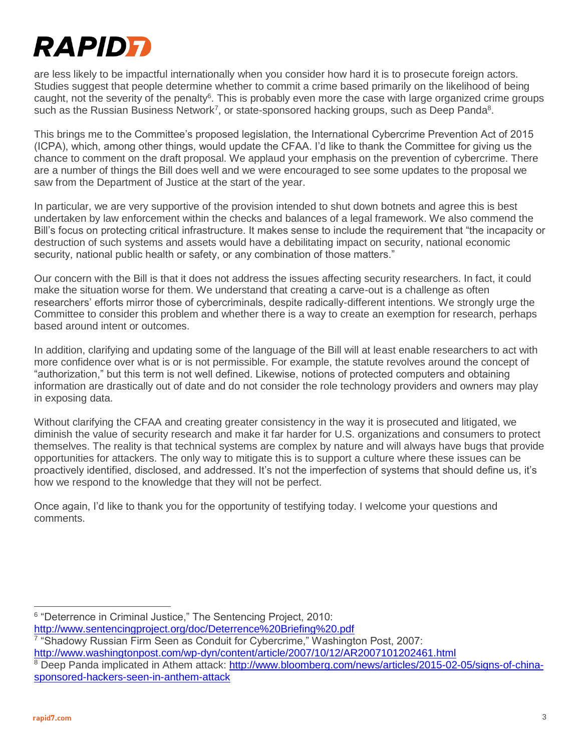are less likely to be impactful internationally when you consider how hard it is to prosecute foreign actors. Studies suggest that people determine whether to commit a crime based primarily on the likelihood of being caught, not the severity of the penalty[6]. This is probably even more the case with large organized crime groups such as the Russian Business Network[7], or state-sponsored hacking groups, such as Deep Panda[8].

This brings me to the Committee's proposed legislation, the International Cybercrime Prevention Act of 2015 (ICPA), which, among other things, would update the CFAA. I'd like to thank the Committee for giving us the chance to comment on the draft proposal. We applaud your emphasis on the prevention of cybercrime. There are a number of things the Bill does well and we were encouraged to see some updates to the proposal we saw from the Department of Justice at the start of the year.

In particular, we are very supportive of the provision intended to shut down botnets and agree this is best undertaken by law enforcement within the checks and balances of a legal framework. We also commend the Bill's focus on protecting critical infrastructure. It makes sense to include the requirement that "the incapacity or destruction of such systems and assets would have a debilitating impact on security, national economic security, national public health or safety, or any combination of those matters."

Our concern with the Bill is that it does not address the issues affecting security researchers. In fact, it could make the situation worse for them. We understand that creating a carve-out is a challenge as often researchers' efforts mirror those of cybercriminals, despite radically-different intentions. We strongly urge the Committee to consider this problem and whether there is a way to create an exemption for research, perhaps based around intent or outcomes.

In addition, clarifying and updating some of the language of the Bill will at least enable researchers to act with more confidence over what is or is not permissible. For example, the statute revolves around the concept of "authorization," but this term is not well defined. Likewise, notions of protected computers and obtaining information are drastically out of date and do not consider the role technology providers and owners may play in exposing data.

Without clarifying the CFAA and creating greater consistency in the way it is prosecuted and litigated, we diminish the value of security research and make it far harder for U.S. organizations and consumers to protect themselves. The reality is that technical systems are complex by nature and will always have bugs that provide opportunities for attackers. The only way to mitigate this is to support a culture where these issues can be proactively identified, disclosed, and addressed. It's not the imperfection of systems that should define us, it's how we respond to the knowledge that they will not be perfect.

Once again, I'd like to thank you for the opportunity of testifying today. I welcome your questions and comments.

---

[6] "Deterrence in Criminal Justice," The Sentencing Project, 2010: http://www.sentencingproject.org/doc/Deterrence%20Briefing%20.pdf

[7] "Shadowy Russian Firm Seen as Conduit for Cybercrime," Washington Post, 2007: http://www.washingtonpost.com/wp-dyn/content/article/2007/10/12/AR2007101202461.html

[8] Deep Panda implicated in Athem attack: http://www.bloomberg.com/news/articles/2015-02-05/signs-of-china-sponsored-hackers-seen-in-anthem-attack